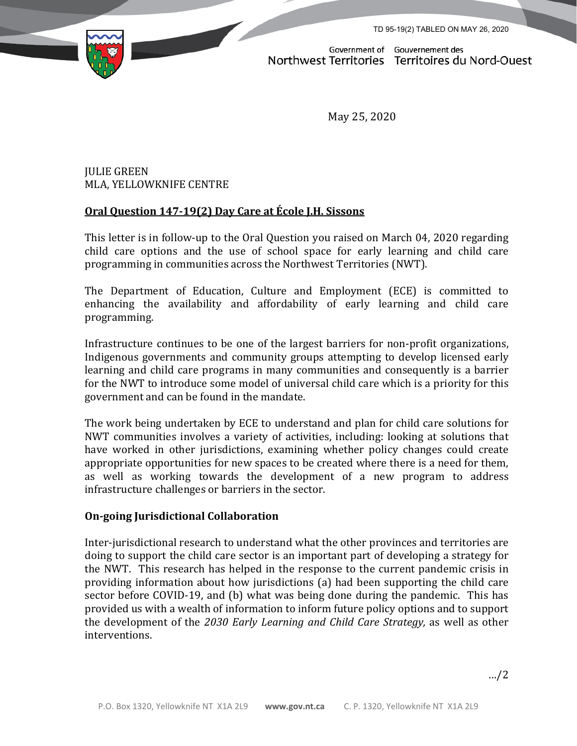TD 95-19(2) TABLED ON MAY 26, 2020

Government of Northwest Territories — Gouvernement des Territoires du Nord-Ouest

May 25, 2020

JULIE GREEN
MLA, YELLOWKNIFE CENTRE

**Oral Question 147-19(2) Day Care at École J.H. Sissons**

This letter is in follow-up to the Oral Question you raised on March 04, 2020 regarding child care options and the use of school space for early learning and child care programming in communities across the Northwest Territories (NWT).

The Department of Education, Culture and Employment (ECE) is committed to enhancing the availability and affordability of early learning and child care programming.

Infrastructure continues to be one of the largest barriers for non-profit organizations, Indigenous governments and community groups attempting to develop licensed early learning and child care programs in many communities and consequently is a barrier for the NWT to introduce some model of universal child care which is a priority for this government and can be found in the mandate.

The work being undertaken by ECE to understand and plan for child care solutions for NWT communities involves a variety of activities, including: looking at solutions that have worked in other jurisdictions, examining whether policy changes could create appropriate opportunities for new spaces to be created where there is a need for them, as well as working towards the development of a new program to address infrastructure challenges or barriers in the sector.

**On-going Jurisdictional Collaboration**

Inter-jurisdictional research to understand what the other provinces and territories are doing to support the child care sector is an important part of developing a strategy for the NWT. This research has helped in the response to the current pandemic crisis in providing information about how jurisdictions (a) had been supporting the child care sector before COVID-19, and (b) what was being done during the pandemic. This has provided us with a wealth of information to inform future policy options and to support the development of the *2030 Early Learning and Child Care Strategy,* as well as other interventions.

…/2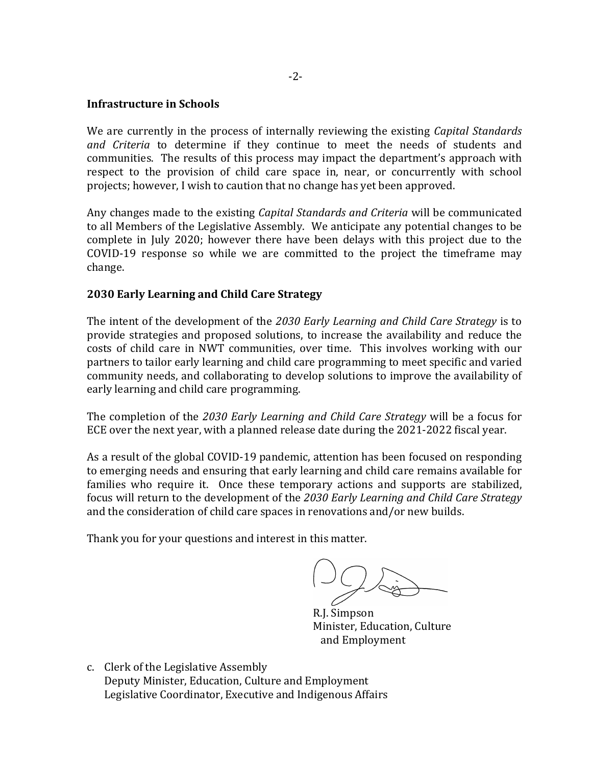**Infrastructure in Schools**

We are currently in the process of internally reviewing the existing *Capital Standards and Criteria* to determine if they continue to meet the needs of students and communities. The results of this process may impact the department's approach with respect to the provision of child care space in, near, or concurrently with school projects; however, I wish to caution that no change has yet been approved.

Any changes made to the existing *Capital Standards and Criteria* will be communicated to all Members of the Legislative Assembly. We anticipate any potential changes to be complete in July 2020; however there have been delays with this project due to the COVID-19 response so while we are committed to the project the timeframe may change.

**2030 Early Learning and Child Care Strategy**

The intent of the development of the *2030 Early Learning and Child Care Strategy* is to provide strategies and proposed solutions, to increase the availability and reduce the costs of child care in NWT communities, over time. This involves working with our partners to tailor early learning and child care programming to meet specific and varied community needs, and collaborating to develop solutions to improve the availability of early learning and child care programming.

The completion of the *2030 Early Learning and Child Care Strategy* will be a focus for ECE over the next year, with a planned release date during the 2021-2022 fiscal year.

As a result of the global COVID-19 pandemic, attention has been focused on responding to emerging needs and ensuring that early learning and child care remains available for families who require it. Once these temporary actions and supports are stabilized, focus will return to the development of the *2030 Early Learning and Child Care Strategy* and the consideration of child care spaces in renovations and/or new builds.

Thank you for your questions and interest in this matter.

R.J. Simpson
Minister, Education, Culture
and Employment

c. Clerk of the Legislative Assembly
Deputy Minister, Education, Culture and Employment
Legislative Coordinator, Executive and Indigenous Affairs